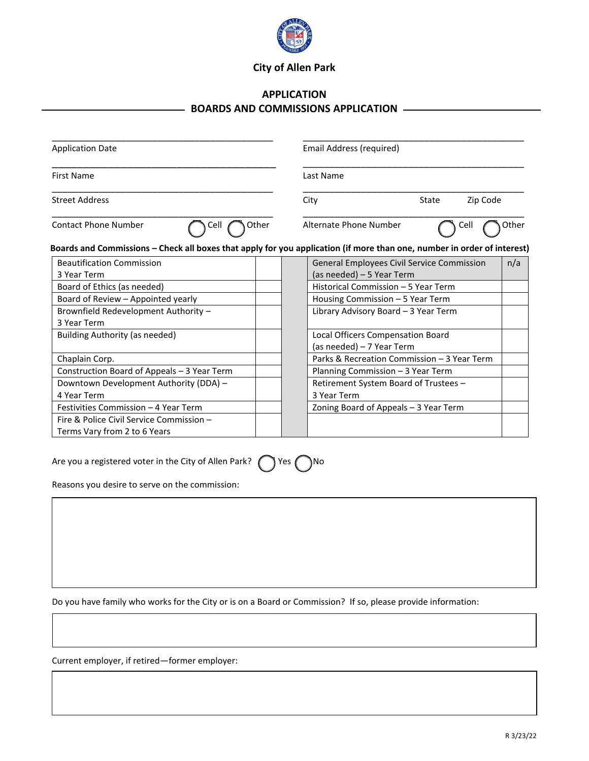# City of Allen Park

## APPLICATION

## BOARDS AND COMMISSIONS APPLICATION

Application Date ______________________ Email Address (required) ______________________

First Name ______________________ Last Name ______________________

Street Address ______________________ City ______ State ______ Zip Code ______

Contact Phone Number ______________________ ◯ Cell ◯ Other

Alternate Phone Number ______________________ ◯ Cell ◯ Other

**Boards and Commissions – Check all boxes that apply for you application (if more than one, number in order of interest)**

| Board/Commission | | | Board/Commission | |
|---|---|---|---|---|
| Beautification Commission 3 Year Term | | | General Employees Civil Service Commission (as needed) – 5 Year Term | n/a |
| Board of Ethics (as needed) | | | Historical Commission – 5 Year Term | |
| Board of Review – Appointed yearly | | | Housing Commission – 5 Year Term | |
| Brownfield Redevelopment Authority – 3 Year Term | | | Library Advisory Board – 3 Year Term | |
| Building Authority (as needed) | | | Local Officers Compensation Board (as needed) – 7 Year Term | |
| Chaplain Corp. | | | Parks & Recreation Commission – 3 Year Term | |
| Construction Board of Appeals – 3 Year Term | | | Planning Commission – 3 Year Term | |
| Downtown Development Authority (DDA) – 4 Year Term | | | Retirement System Board of Trustees – 3 Year Term | |
| Festivities Commission – 4 Year Term | | | Zoning Board of Appeals – 3 Year Term | |
| Fire & Police Civil Service Commission – Terms Vary from 2 to 6 Years | | | | |

Are you a registered voter in the City of Allen Park? ◯ Yes ◯ No

Reasons you desire to serve on the commission:

Do you have family who works for the City or is on a Board or Commission? If so, please provide information:

Current employer, if retired—former employer:

R 3/23/22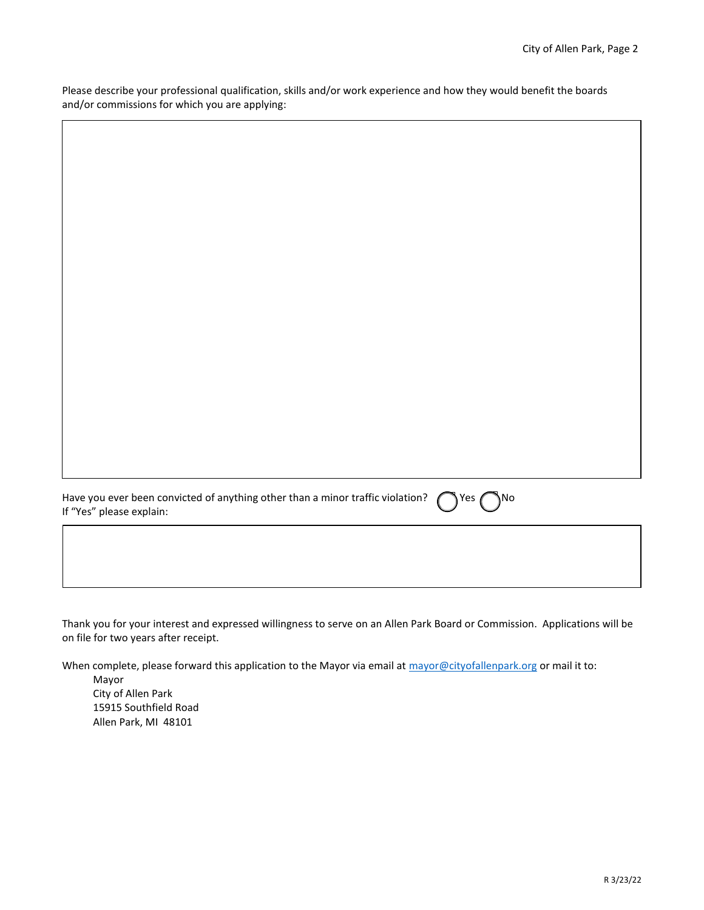Please describe your professional qualification, skills and/or work experience and how they would benefit the boards and/or commissions for which you are applying:

Have you ever been convicted of anything other than a minor traffic violation? ◯ Yes ◯ No
If "Yes" please explain:

Thank you for your interest and expressed willingness to serve on an Allen Park Board or Commission. Applications will be on file for two years after receipt.

When complete, please forward this application to the Mayor via email at mayor@cityofallenpark.org or mail it to:

Mayor
City of Allen Park
15915 Southfield Road
Allen Park, MI 48101

R 3/23/22